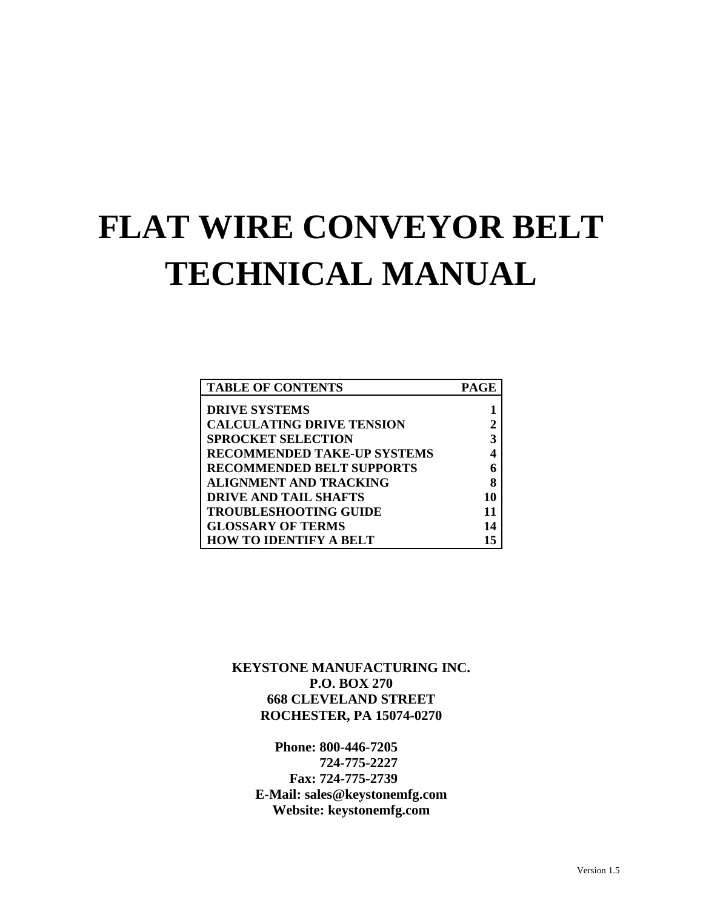# FLAT WIRE CONVEYOR BELT TECHNICAL MANUAL

| TABLE OF CONTENTS | PAGE |
|---|---|
| DRIVE SYSTEMS | 1 |
| CALCULATING DRIVE TENSION | 2 |
| SPROCKET SELECTION | 3 |
| RECOMMENDED TAKE-UP SYSTEMS | 4 |
| RECOMMENDED BELT SUPPORTS | 6 |
| ALIGNMENT AND TRACKING | 8 |
| DRIVE AND TAIL SHAFTS | 10 |
| TROUBLESHOOTING GUIDE | 11 |
| GLOSSARY OF TERMS | 14 |
| HOW TO IDENTIFY A BELT | 15 |

**KEYSTONE MANUFACTURING INC.**
**P.O. BOX 270**
**668 CLEVELAND STREET**
**ROCHESTER, PA 15074-0270**

**Phone: 800-446-7205**
**724-775-2227**
**Fax: 724-775-2739**
**E-Mail: sales@keystonemfg.com**
**Website: keystonemfg.com**

Version 1.5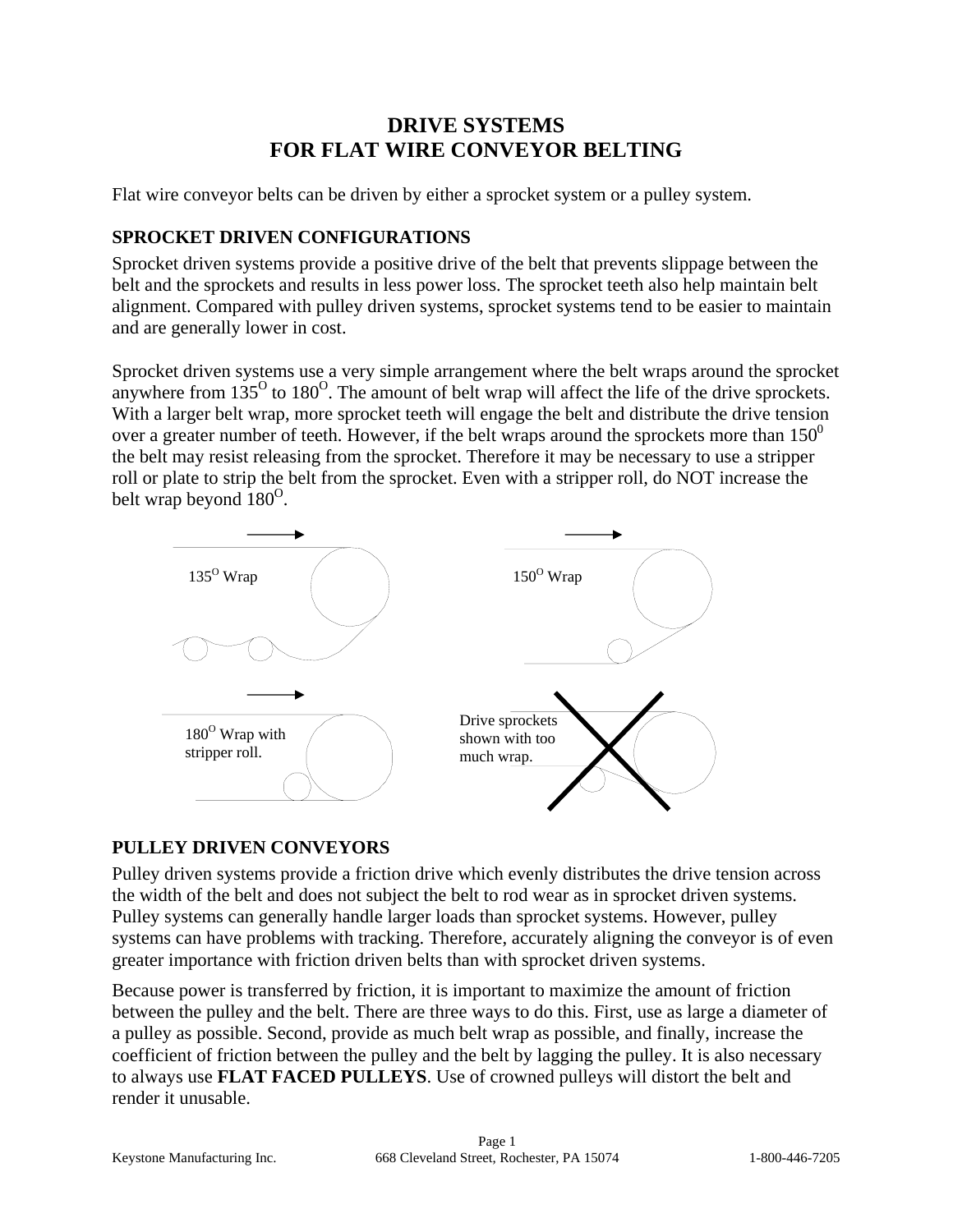# DRIVE SYSTEMS
# FOR FLAT WIRE CONVEYOR BELTING

Flat wire conveyor belts can be driven by either a sprocket system or a pulley system.

## SPROCKET DRIVEN CONFIGURATIONS

Sprocket driven systems provide a positive drive of the belt that prevents slippage between the belt and the sprockets and results in less power loss. The sprocket teeth also help maintain belt alignment. Compared with pulley driven systems, sprocket systems tend to be easier to maintain and are generally lower in cost.

Sprocket driven systems use a very simple arrangement where the belt wraps around the sprocket anywhere from $135^{O}$ to $180^{O}$. The amount of belt wrap will affect the life of the drive sprockets. With a larger belt wrap, more sprocket teeth will engage the belt and distribute the drive tension over a greater number of teeth. However, if the belt wraps around the sprockets more than $150^{0}$ the belt may resist releasing from the sprocket. Therefore it may be necessary to use a stripper roll or plate to strip the belt from the sprocket. Even with a stripper roll, do NOT increase the belt wrap beyond $180^{O}$.

$135^{O}$ Wrap

$150^{O}$ Wrap

$180^{O}$ Wrap with stripper roll.

Drive sprockets shown with too much wrap.

## PULLEY DRIVEN CONVEYORS

Pulley driven systems provide a friction drive which evenly distributes the drive tension across the width of the belt and does not subject the belt to rod wear as in sprocket driven systems. Pulley systems can generally handle larger loads than sprocket systems. However, pulley systems can have problems with tracking. Therefore, accurately aligning the conveyor is of even greater importance with friction driven belts than with sprocket driven systems.

Because power is transferred by friction, it is important to maximize the amount of friction between the pulley and the belt. There are three ways to do this. First, use as large a diameter of a pulley as possible. Second, provide as much belt wrap as possible, and finally, increase the coefficient of friction between the pulley and the belt by lagging the pulley. It is also necessary to always use **FLAT FACED PULLEYS**. Use of crowned pulleys will distort the belt and render it unusable.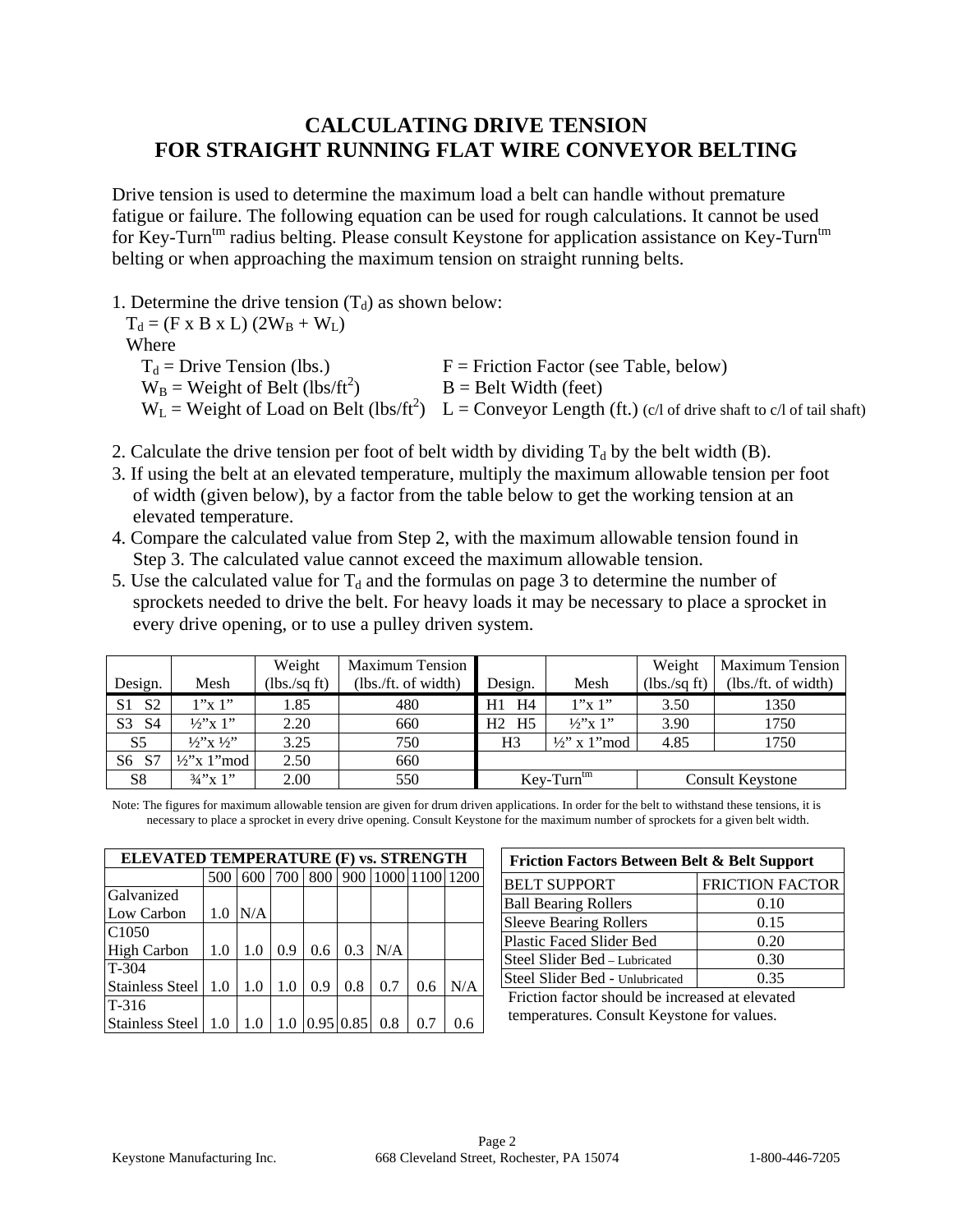# CALCULATING DRIVE TENSION FOR STRAIGHT RUNNING FLAT WIRE CONVEYOR BELTING

Drive tension is used to determine the maximum load a belt can handle without premature fatigue or failure. The following equation can be used for rough calculations. It cannot be used for Key-Turn[tm] radius belting. Please consult Keystone for application assistance on Key-Turn[tm] belting or when approaching the maximum tension on straight running belts.

1. Determine the drive tension ($T_d$) as shown below:

   $T_d = (F \times B \times L)(2W_B + W_L)$

   Where

   $T_d$ = Drive Tension (lbs.) — F = Friction Factor (see Table, below)

   $W_B$ = Weight of Belt (lbs/ft$^2$) — B = Belt Width (feet)

   $W_L$ = Weight of Load on Belt (lbs/ft$^2$) — L = Conveyor Length (ft.) (c/l of drive shaft to c/l of tail shaft)

2. Calculate the drive tension per foot of belt width by dividing $T_d$ by the belt width (B).
3. If using the belt at an elevated temperature, multiply the maximum allowable tension per foot of width (given below), by a factor from the table below to get the working tension at an elevated temperature.
4. Compare the calculated value from Step 2, with the maximum allowable tension found in Step 3. The calculated value cannot exceed the maximum allowable tension.
5. Use the calculated value for $T_d$ and the formulas on page 3 to determine the number of sprockets needed to drive the belt. For heavy loads it may be necessary to place a sprocket in every drive opening, or to use a pulley driven system.

| Design. | Mesh | Weight (lbs./sq ft) | Maximum Tension (lbs./ft. of width) | Design. | Mesh | Weight (lbs./sq ft) | Maximum Tension (lbs./ft. of width) |
|---|---|---|---|---|---|---|---|
| S1 S2 | 1"x 1" | 1.85 | 480 | H1 H4 | 1"x 1" | 3.50 | 1350 |
| S3 S4 | ½"x 1" | 2.20 | 660 | H2 H5 | ½"x 1" | 3.90 | 1750 |
| S5 | ½"x ½" | 3.25 | 750 | H3 | ½" x 1"mod | 4.85 | 1750 |
| S6 S7 | ½"x 1"mod | 2.50 | 660 | | | | |
| S8 | ¾"x 1" | 2.00 | 550 | Key-Turn[tm] | | Consult Keystone | |

Note: The figures for maximum allowable tension are given for drum driven applications. In order for the belt to withstand these tensions, it is necessary to place a sprocket in every drive opening. Consult Keystone for the maximum number of sprockets for a given belt width.

| ELEVATED TEMPERATURE (F) vs. STRENGTH | 500 | 600 | 700 | 800 | 900 | 1000 | 1100 | 1200 |
|---|---|---|---|---|---|---|---|---|
| Galvanized Low Carbon | 1.0 | N/A | | | | | | |
| C1050 High Carbon | 1.0 | 1.0 | 0.9 | 0.6 | 0.3 | N/A | | |
| T-304 Stainless Steel | 1.0 | 1.0 | 1.0 | 0.9 | 0.8 | 0.7 | 0.6 | N/A |
| T-316 Stainless Steel | 1.0 | 1.0 | 1.0 | 0.95 | 0.85 | 0.8 | 0.7 | 0.6 |

**Friction Factors Between Belt & Belt Support**

| BELT SUPPORT | FRICTION FACTOR |
|---|---|
| Ball Bearing Rollers | 0.10 |
| Sleeve Bearing Rollers | 0.15 |
| Plastic Faced Slider Bed | 0.20 |
| Steel Slider Bed – Lubricated | 0.30 |
| Steel Slider Bed - Unlubricated | 0.35 |

Friction factor should be increased at elevated temperatures. Consult Keystone for values.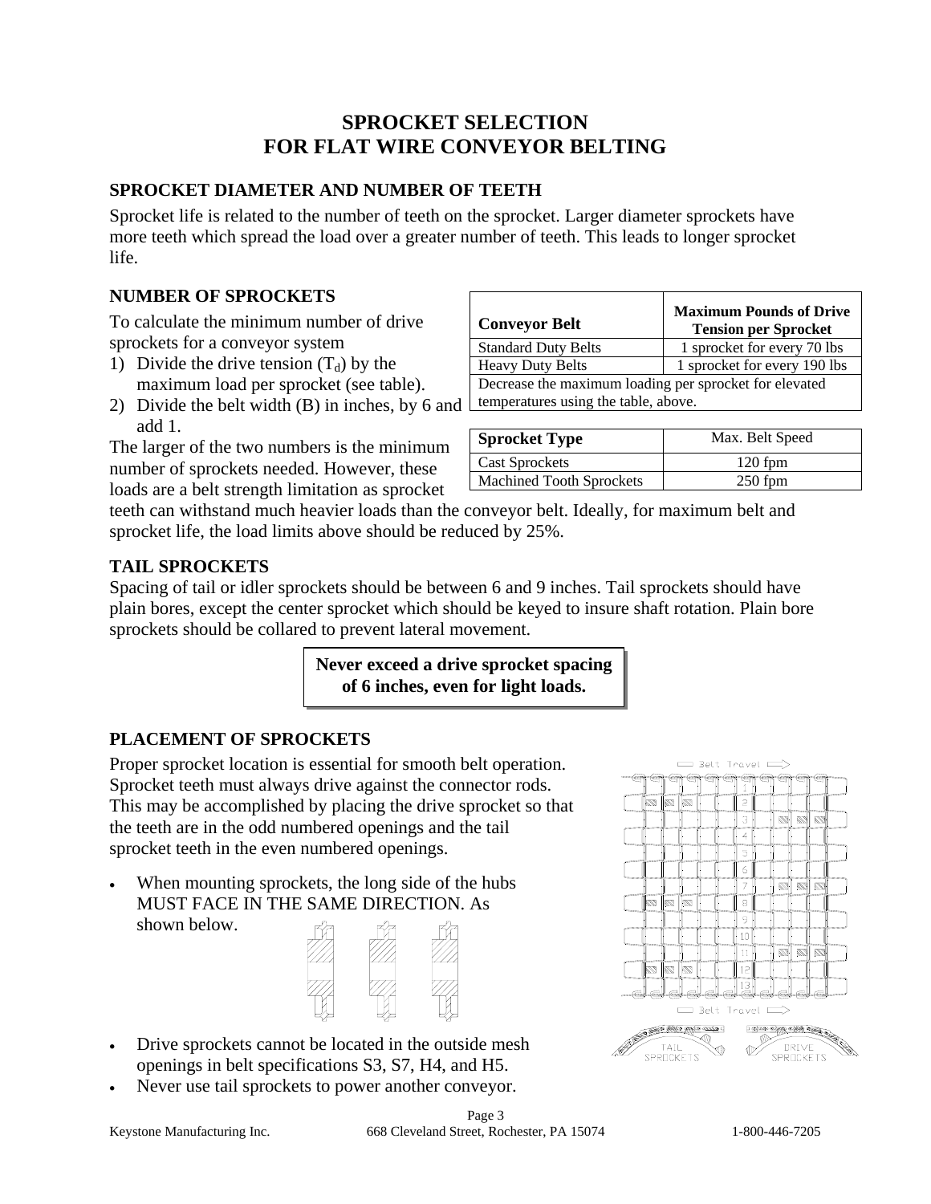# SPROCKET SELECTION
# FOR FLAT WIRE CONVEYOR BELTING

## SPROCKET DIAMETER AND NUMBER OF TEETH

Sprocket life is related to the number of teeth on the sprocket. Larger diameter sprockets have more teeth which spread the load over a greater number of teeth. This leads to longer sprocket life.

## NUMBER OF SPROCKETS

To calculate the minimum number of drive sprockets for a conveyor system

1) Divide the drive tension ($T_d$) by the maximum load per sprocket (see table).
2) Divide the belt width (B) in inches, by 6 and add 1.

The larger of the two numbers is the minimum number of sprockets needed. However, these loads are a belt strength limitation as sprocket teeth can withstand much heavier loads than the conveyor belt. Ideally, for maximum belt and sprocket life, the load limits above should be reduced by 25%.

| Conveyor Belt | Maximum Pounds of Drive Tension per Sprocket |
|---|---|
| Standard Duty Belts | 1 sprocket for every 70 lbs |
| Heavy Duty Belts | 1 sprocket for every 190 lbs |
| Decrease the maximum loading per sprocket for elevated temperatures using the table, above. | |

| Sprocket Type | Max. Belt Speed |
|---|---|
| Cast Sprockets | 120 fpm |
| Machined Tooth Sprockets | 250 fpm |

## TAIL SPROCKETS

Spacing of tail or idler sprockets should be between 6 and 9 inches. Tail sprockets should have plain bores, except the center sprocket which should be keyed to insure shaft rotation. Plain bore sprockets should be collared to prevent lateral movement.

**Never exceed a drive sprocket spacing of 6 inches, even for light loads.**

## PLACEMENT OF SPROCKETS

Proper sprocket location is essential for smooth belt operation. Sprocket teeth must always drive against the connector rods. This may be accomplished by placing the drive sprocket so that the teeth are in the odd numbered openings and the tail sprocket teeth in the even numbered openings.

- When mounting sprockets, the long side of the hubs MUST FACE IN THE SAME DIRECTION. As shown below.
- Drive sprockets cannot be located in the outside mesh openings in belt specifications S3, S7, H4, and H5.
- Never use tail sprockets to power another conveyor.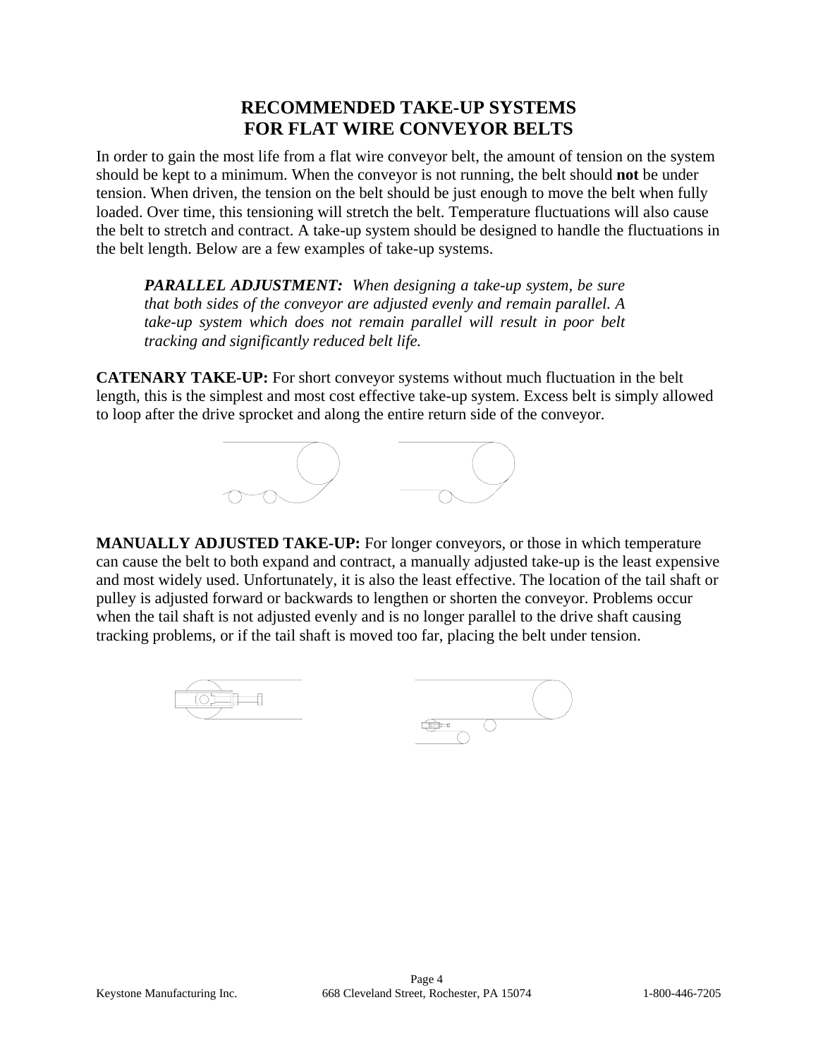# RECOMMENDED TAKE-UP SYSTEMS FOR FLAT WIRE CONVEYOR BELTS

In order to gain the most life from a flat wire conveyor belt, the amount of tension on the system should be kept to a minimum. When the conveyor is not running, the belt should **not** be under tension. When driven, the tension on the belt should be just enough to move the belt when fully loaded. Over time, this tensioning will stretch the belt. Temperature fluctuations will also cause the belt to stretch and contract. A take-up system should be designed to handle the fluctuations in the belt length. Below are a few examples of take-up systems.

> ***PARALLEL ADJUSTMENT:*** *When designing a take-up system, be sure that both sides of the conveyor are adjusted evenly and remain parallel. A take-up system which does not remain parallel will result in poor belt tracking and significantly reduced belt life.*

**CATENARY TAKE-UP:** For short conveyor systems without much fluctuation in the belt length, this is the simplest and most cost effective take-up system. Excess belt is simply allowed to loop after the drive sprocket and along the entire return side of the conveyor.

**MANUALLY ADJUSTED TAKE-UP:** For longer conveyors, or those in which temperature can cause the belt to both expand and contract, a manually adjusted take-up is the least expensive and most widely used. Unfortunately, it is also the least effective. The location of the tail shaft or pulley is adjusted forward or backwards to lengthen or shorten the conveyor. Problems occur when the tail shaft is not adjusted evenly and is no longer parallel to the drive shaft causing tracking problems, or if the tail shaft is moved too far, placing the belt under tension.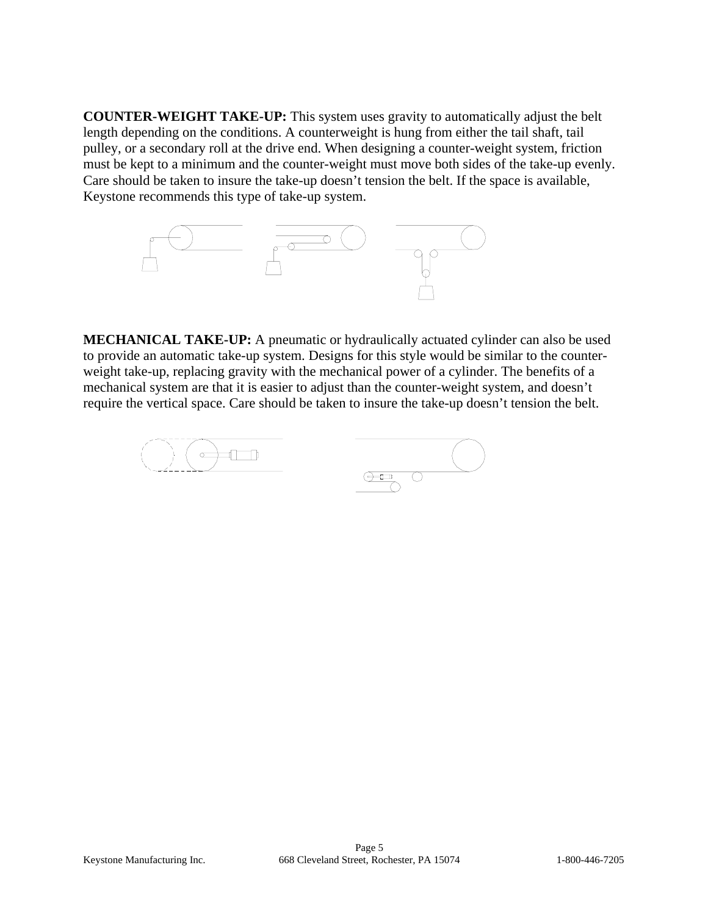**COUNTER-WEIGHT TAKE-UP:** This system uses gravity to automatically adjust the belt length depending on the conditions. A counterweight is hung from either the tail shaft, tail pulley, or a secondary roll at the drive end. When designing a counter-weight system, friction must be kept to a minimum and the counter-weight must move both sides of the take-up evenly. Care should be taken to insure the take-up doesn't tension the belt. If the space is available, Keystone recommends this type of take-up system.

**MECHANICAL TAKE-UP:** A pneumatic or hydraulically actuated cylinder can also be used to provide an automatic take-up system. Designs for this style would be similar to the counter-weight take-up, replacing gravity with the mechanical power of a cylinder. The benefits of a mechanical system are that it is easier to adjust than the counter-weight system, and doesn't require the vertical space. Care should be taken to insure the take-up doesn't tension the belt.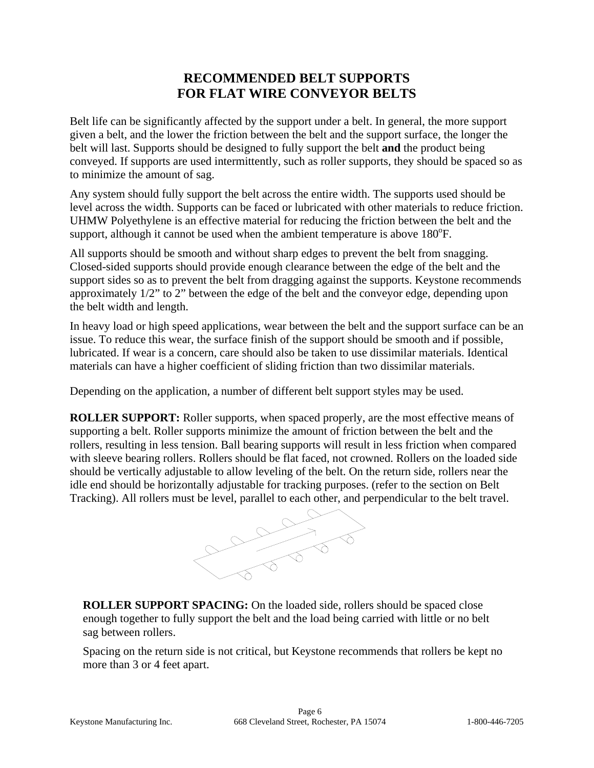# RECOMMENDED BELT SUPPORTS FOR FLAT WIRE CONVEYOR BELTS

Belt life can be significantly affected by the support under a belt. In general, the more support given a belt, and the lower the friction between the belt and the support surface, the longer the belt will last. Supports should be designed to fully support the belt **and** the product being conveyed. If supports are used intermittently, such as roller supports, they should be spaced so as to minimize the amount of sag.

Any system should fully support the belt across the entire width. The supports used should be level across the width. Supports can be faced or lubricated with other materials to reduce friction. UHMW Polyethylene is an effective material for reducing the friction between the belt and the support, although it cannot be used when the ambient temperature is above $180^oF$.

All supports should be smooth and without sharp edges to prevent the belt from snagging. Closed-sided supports should provide enough clearance between the edge of the belt and the support sides so as to prevent the belt from dragging against the supports. Keystone recommends approximately 1/2" to 2" between the edge of the belt and the conveyor edge, depending upon the belt width and length.

In heavy load or high speed applications, wear between the belt and the support surface can be an issue. To reduce this wear, the surface finish of the support should be smooth and if possible, lubricated. If wear is a concern, care should also be taken to use dissimilar materials. Identical materials can have a higher coefficient of sliding friction than two dissimilar materials.

Depending on the application, a number of different belt support styles may be used.

**ROLLER SUPPORT:** Roller supports, when spaced properly, are the most effective means of supporting a belt. Roller supports minimize the amount of friction between the belt and the rollers, resulting in less tension. Ball bearing supports will result in less friction when compared with sleeve bearing rollers. Rollers should be flat faced, not crowned. Rollers on the loaded side should be vertically adjustable to allow leveling of the belt. On the return side, rollers near the idle end should be horizontally adjustable for tracking purposes. (refer to the section on Belt Tracking). All rollers must be level, parallel to each other, and perpendicular to the belt travel.

**ROLLER SUPPORT SPACING:** On the loaded side, rollers should be spaced close enough together to fully support the belt and the load being carried with little or no belt sag between rollers.

Spacing on the return side is not critical, but Keystone recommends that rollers be kept no more than 3 or 4 feet apart.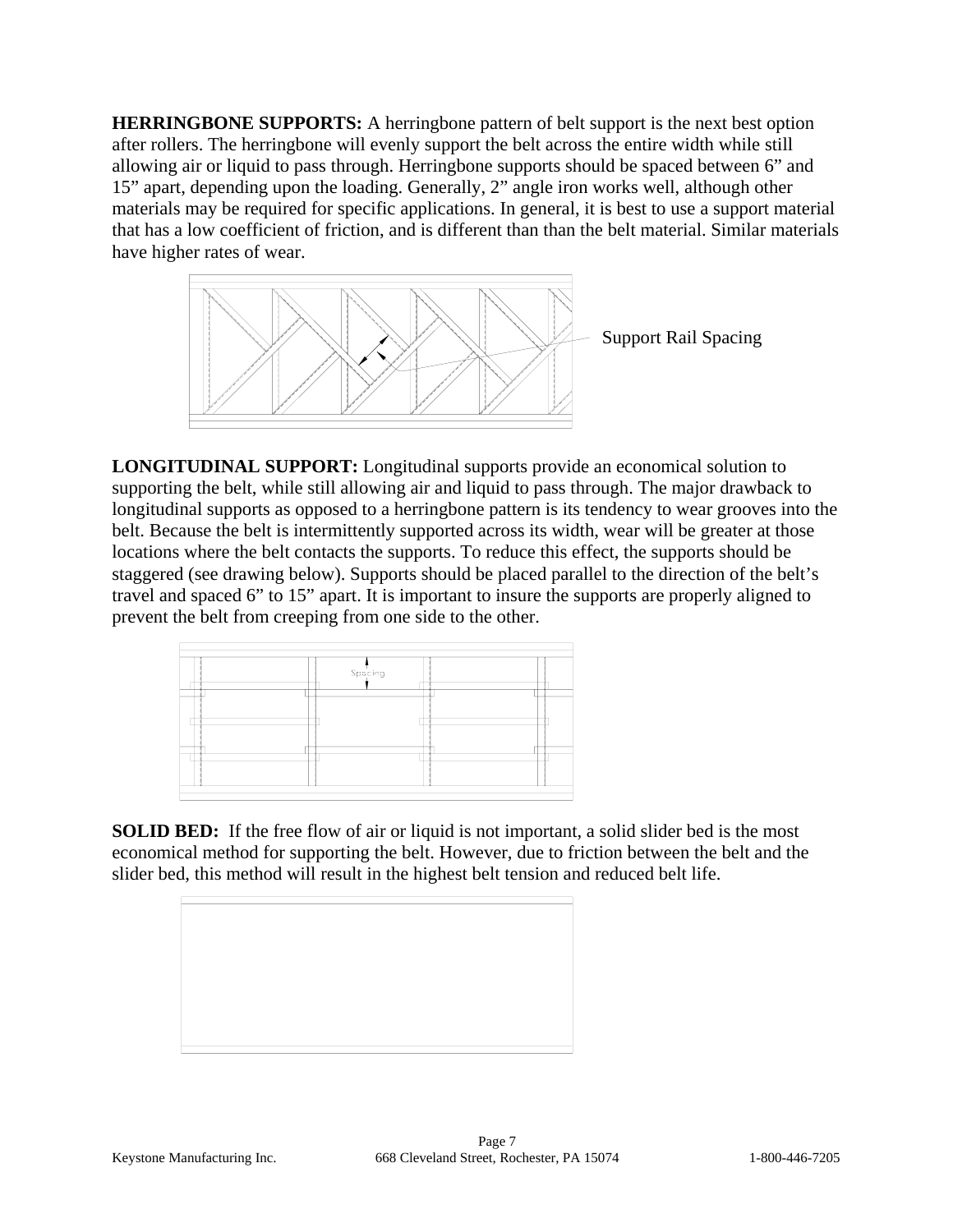**HERRINGBONE SUPPORTS:** A herringbone pattern of belt support is the next best option after rollers. The herringbone will evenly support the belt across the entire width while still allowing air or liquid to pass through. Herringbone supports should be spaced between 6” and 15” apart, depending upon the loading. Generally, 2” angle iron works well, although other materials may be required for specific applications. In general, it is best to use a support material that has a low coefficient of friction, and is different than than the belt material. Similar materials have higher rates of wear.

Support Rail Spacing

**LONGITUDINAL SUPPORT:** Longitudinal supports provide an economical solution to supporting the belt, while still allowing air and liquid to pass through. The major drawback to longitudinal supports as opposed to a herringbone pattern is its tendency to wear grooves into the belt. Because the belt is intermittently supported across its width, wear will be greater at those locations where the belt contacts the supports. To reduce this effect, the supports should be staggered (see drawing below). Supports should be placed parallel to the direction of the belt’s travel and spaced 6” to 15” apart. It is important to insure the supports are properly aligned to prevent the belt from creeping from one side to the other.

Spacing

**SOLID BED:** If the free flow of air or liquid is not important, a solid slider bed is the most economical method for supporting the belt. However, due to friction between the belt and the slider bed, this method will result in the highest belt tension and reduced belt life.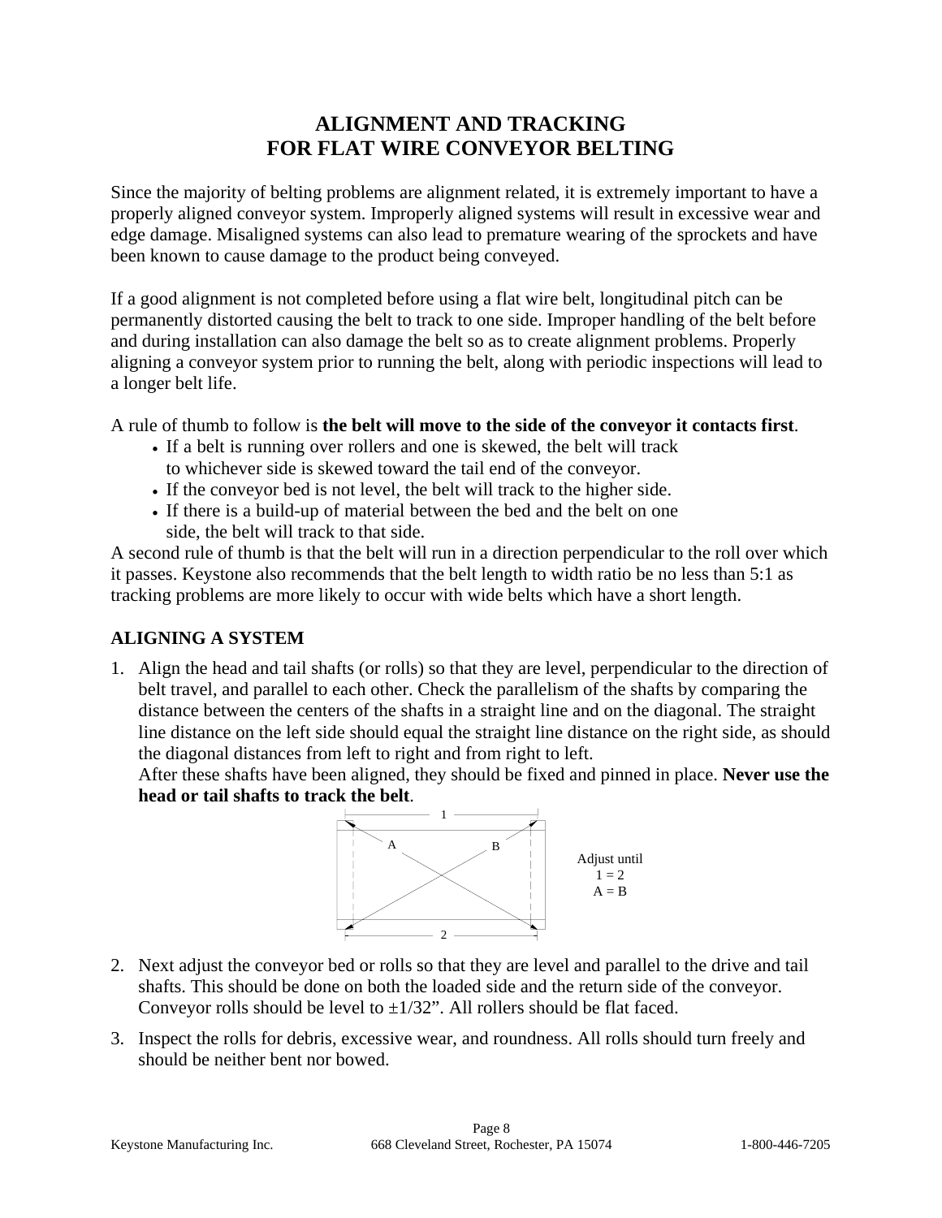# ALIGNMENT AND TRACKING
# FOR FLAT WIRE CONVEYOR BELTING

Since the majority of belting problems are alignment related, it is extremely important to have a properly aligned conveyor system. Improperly aligned systems will result in excessive wear and edge damage. Misaligned systems can also lead to premature wearing of the sprockets and have been known to cause damage to the product being conveyed.

If a good alignment is not completed before using a flat wire belt, longitudinal pitch can be permanently distorted causing the belt to track to one side. Improper handling of the belt before and during installation can also damage the belt so as to create alignment problems. Properly aligning a conveyor system prior to running the belt, along with periodic inspections will lead to a longer belt life.

A rule of thumb to follow is **the belt will move to the side of the conveyor it contacts first**.

- If a belt is running over rollers and one is skewed, the belt will track to whichever side is skewed toward the tail end of the conveyor.
- If the conveyor bed is not level, the belt will track to the higher side.
- If there is a build-up of material between the bed and the belt on one side, the belt will track to that side.

A second rule of thumb is that the belt will run in a direction perpendicular to the roll over which it passes. Keystone also recommends that the belt length to width ratio be no less than 5:1 as tracking problems are more likely to occur with wide belts which have a short length.

## ALIGNING A SYSTEM

1. Align the head and tail shafts (or rolls) so that they are level, perpendicular to the direction of belt travel, and parallel to each other. Check the parallelism of the shafts by comparing the distance between the centers of the shafts in a straight line and on the diagonal. The straight line distance on the left side should equal the straight line distance on the right side, as should the diagonal distances from left to right and from right to left.
   After these shafts have been aligned, they should be fixed and pinned in place. **Never use the head or tail shafts to track the belt**.

   Adjust until
   1 = 2
   A = B

2. Next adjust the conveyor bed or rolls so that they are level and parallel to the drive and tail shafts. This should be done on both the loaded side and the return side of the conveyor. Conveyor rolls should be level to ±1/32”. All rollers should be flat faced.

3. Inspect the rolls for debris, excessive wear, and roundness. All rolls should turn freely and should be neither bent nor bowed.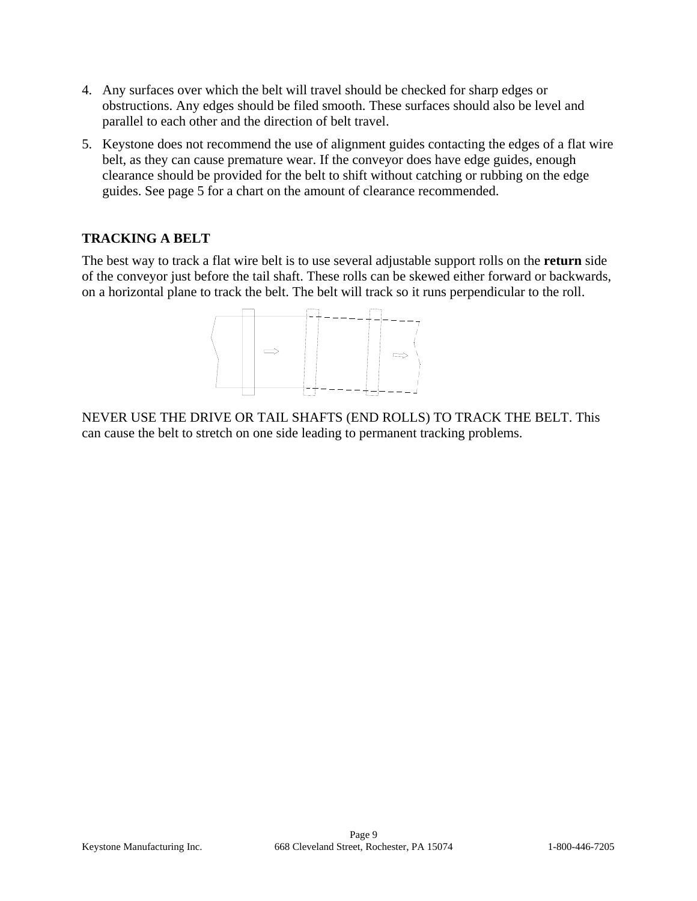4. Any surfaces over which the belt will travel should be checked for sharp edges or obstructions. Any edges should be filed smooth. These surfaces should also be level and parallel to each other and the direction of belt travel.
5. Keystone does not recommend the use of alignment guides contacting the edges of a flat wire belt, as they can cause premature wear. If the conveyor does have edge guides, enough clearance should be provided for the belt to shift without catching or rubbing on the edge guides. See page 5 for a chart on the amount of clearance recommended.

## TRACKING A BELT

The best way to track a flat wire belt is to use several adjustable support rolls on the **return** side of the conveyor just before the tail shaft. These rolls can be skewed either forward or backwards, on a horizontal plane to track the belt. The belt will track so it runs perpendicular to the roll.

NEVER USE THE DRIVE OR TAIL SHAFTS (END ROLLS) TO TRACK THE BELT. This can cause the belt to stretch on one side leading to permanent tracking problems.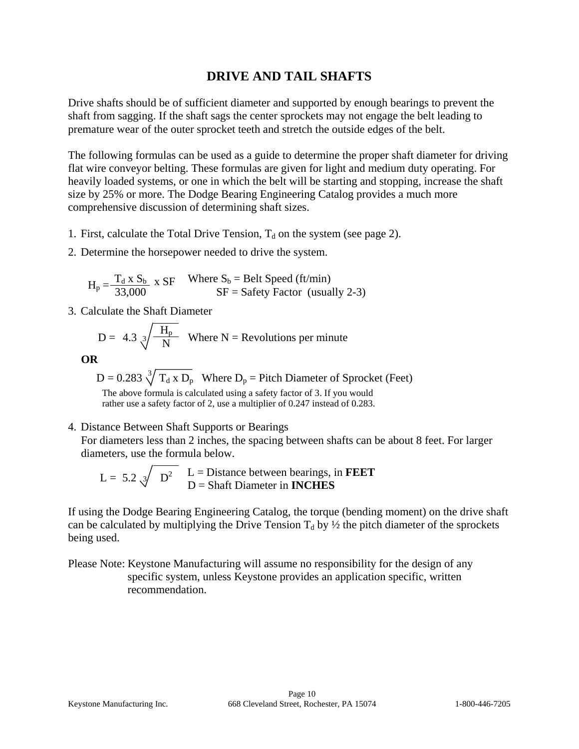# DRIVE AND TAIL SHAFTS

Drive shafts should be of sufficient diameter and supported by enough bearings to prevent the shaft from sagging. If the shaft sags the center sprockets may not engage the belt leading to premature wear of the outer sprocket teeth and stretch the outside edges of the belt.

The following formulas can be used as a guide to determine the proper shaft diameter for driving flat wire conveyor belting. These formulas are given for light and medium duty operating. For heavily loaded systems, or one in which the belt will be starting and stopping, increase the shaft size by 25% or more. The Dodge Bearing Engineering Catalog provides a much more comprehensive discussion of determining shaft sizes.

1. First, calculate the Total Drive Tension, $T_d$ on the system (see page 2).
2. Determine the horsepower needed to drive the system.

   $$H_p = \frac{T_d \times S_b}{33{,}000} \times SF$$

   Where $S_b$ = Belt Speed (ft/min)
   SF = Safety Factor (usually 2-3)

3. Calculate the Shaft Diameter

   $$D = 4.3 \sqrt[3]{\frac{H_p}{N}}$$

   Where N = Revolutions per minute

   **OR**

   $$D = 0.283 \sqrt[3]{T_d \times D_p}$$

   Where $D_p$ = Pitch Diameter of Sprocket (Feet)

   The above formula is calculated using a safety factor of 3. If you would rather use a safety factor of 2, use a multiplier of 0.247 instead of 0.283.

4. Distance Between Shaft Supports or Bearings
   For diameters less than 2 inches, the spacing between shafts can be about 8 feet. For larger diameters, use the formula below.

   $$L = 5.2 \sqrt[3]{D^2}$$

   L = Distance between bearings, in **FEET**
   D = Shaft Diameter in **INCHES**

If using the Dodge Bearing Engineering Catalog, the torque (bending moment) on the drive shaft can be calculated by multiplying the Drive Tension $T_d$ by ½ the pitch diameter of the sprockets being used.

Please Note: Keystone Manufacturing will assume no responsibility for the design of any specific system, unless Keystone provides an application specific, written recommendation.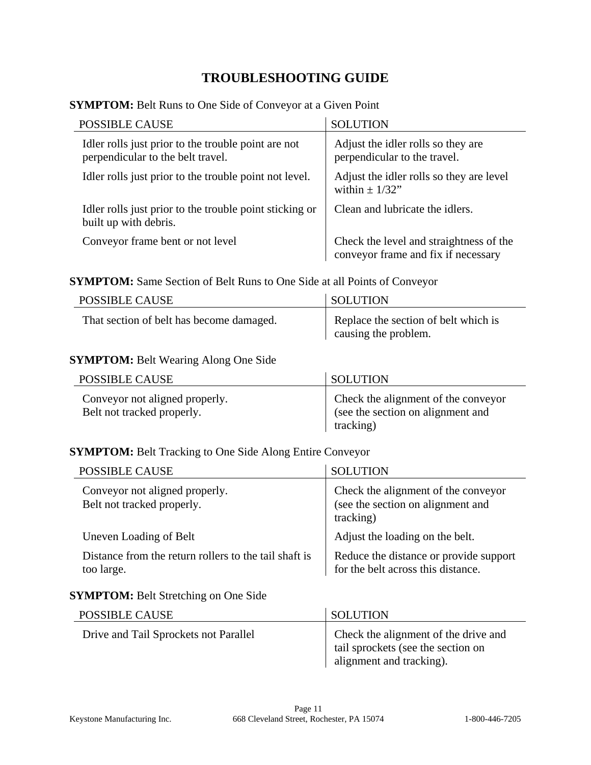# TROUBLESHOOTING GUIDE

**SYMPTOM:** Belt Runs to One Side of Conveyor at a Given Point

| POSSIBLE CAUSE | SOLUTION |
|---|---|
| Idler rolls just prior to the trouble point are not perpendicular to the belt travel. | Adjust the idler rolls so they are perpendicular to the travel. |
| Idler rolls just prior to the trouble point not level. | Adjust the idler rolls so they are level within ± 1/32” |
| Idler rolls just prior to the trouble point sticking or built up with debris. | Clean and lubricate the idlers. |
| Conveyor frame bent or not level | Check the level and straightness of the conveyor frame and fix if necessary |

**SYMPTOM:** Same Section of Belt Runs to One Side at all Points of Conveyor

| POSSIBLE CAUSE | SOLUTION |
|---|---|
| That section of belt has become damaged. | Replace the section of belt which is causing the problem. |

**SYMPTOM:** Belt Wearing Along One Side

| POSSIBLE CAUSE | SOLUTION |
|---|---|
| Conveyor not aligned properly.<br>Belt not tracked properly. | Check the alignment of the conveyor (see the section on alignment and tracking) |

**SYMPTOM:** Belt Tracking to One Side Along Entire Conveyor

| POSSIBLE CAUSE | SOLUTION |
|---|---|
| Conveyor not aligned properly.<br>Belt not tracked properly. | Check the alignment of the conveyor (see the section on alignment and tracking) |
| Uneven Loading of Belt | Adjust the loading on the belt. |
| Distance from the return rollers to the tail shaft is too large. | Reduce the distance or provide support for the belt across this distance. |

**SYMPTOM:** Belt Stretching on One Side

| POSSIBLE CAUSE | SOLUTION |
|---|---|
| Drive and Tail Sprockets not Parallel | Check the alignment of the drive and tail sprockets (see the section on alignment and tracking). |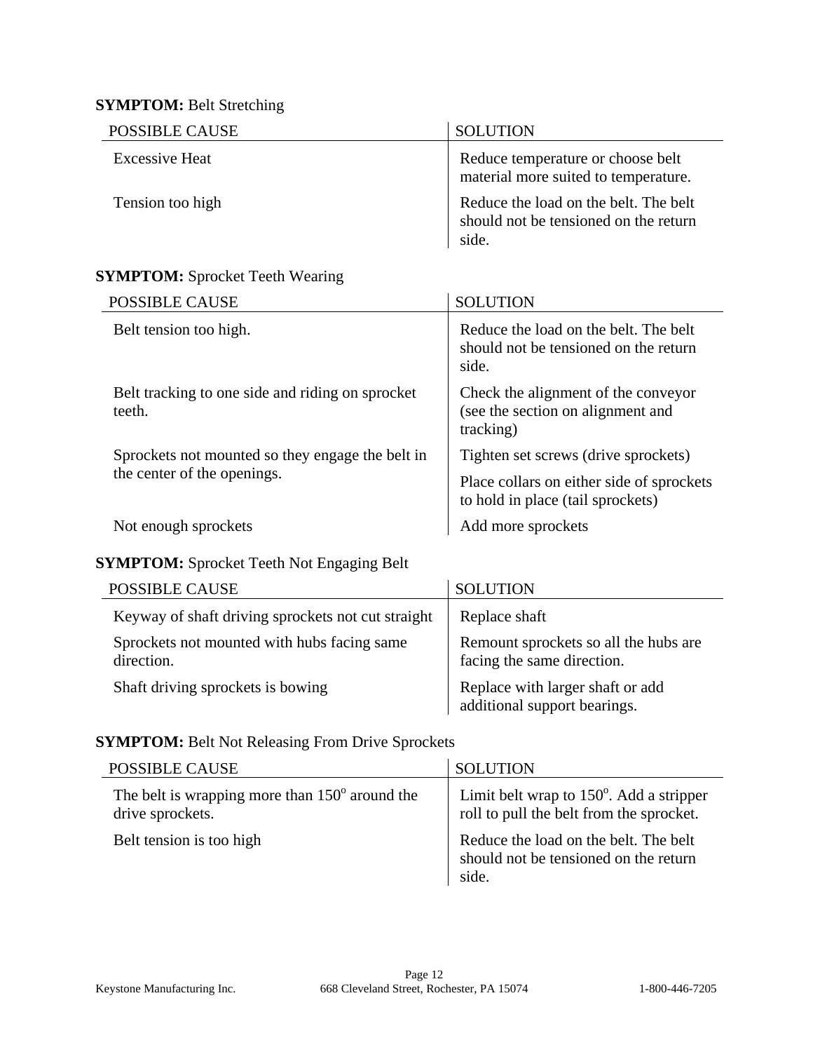**SYMPTOM:** Belt Stretching

| POSSIBLE CAUSE | SOLUTION |
| --- | --- |
| Excessive Heat | Reduce temperature or choose belt material more suited to temperature. |
| Tension too high | Reduce the load on the belt. The belt should not be tensioned on the return side. |

**SYMPTOM:** Sprocket Teeth Wearing

| POSSIBLE CAUSE | SOLUTION |
| --- | --- |
| Belt tension too high. | Reduce the load on the belt. The belt should not be tensioned on the return side. |
| Belt tracking to one side and riding on sprocket teeth. | Check the alignment of the conveyor (see the section on alignment and tracking) |
| Sprockets not mounted so they engage the belt in the center of the openings. | Tighten set screws (drive sprockets) |
| | Place collars on either side of sprockets to hold in place (tail sprockets) |
| Not enough sprockets | Add more sprockets |

**SYMPTOM:** Sprocket Teeth Not Engaging Belt

| POSSIBLE CAUSE | SOLUTION |
| --- | --- |
| Keyway of shaft driving sprockets not cut straight | Replace shaft |
| Sprockets not mounted with hubs facing same direction. | Remount sprockets so all the hubs are facing the same direction. |
| Shaft driving sprockets is bowing | Replace with larger shaft or add additional support bearings. |

**SYMPTOM:** Belt Not Releasing From Drive Sprockets

| POSSIBLE CAUSE | SOLUTION |
| --- | --- |
| The belt is wrapping more than $150^o$ around the drive sprockets. | Limit belt wrap to $150^o$. Add a stripper roll to pull the belt from the sprocket. |
| Belt tension is too high | Reduce the load on the belt. The belt should not be tensioned on the return side. |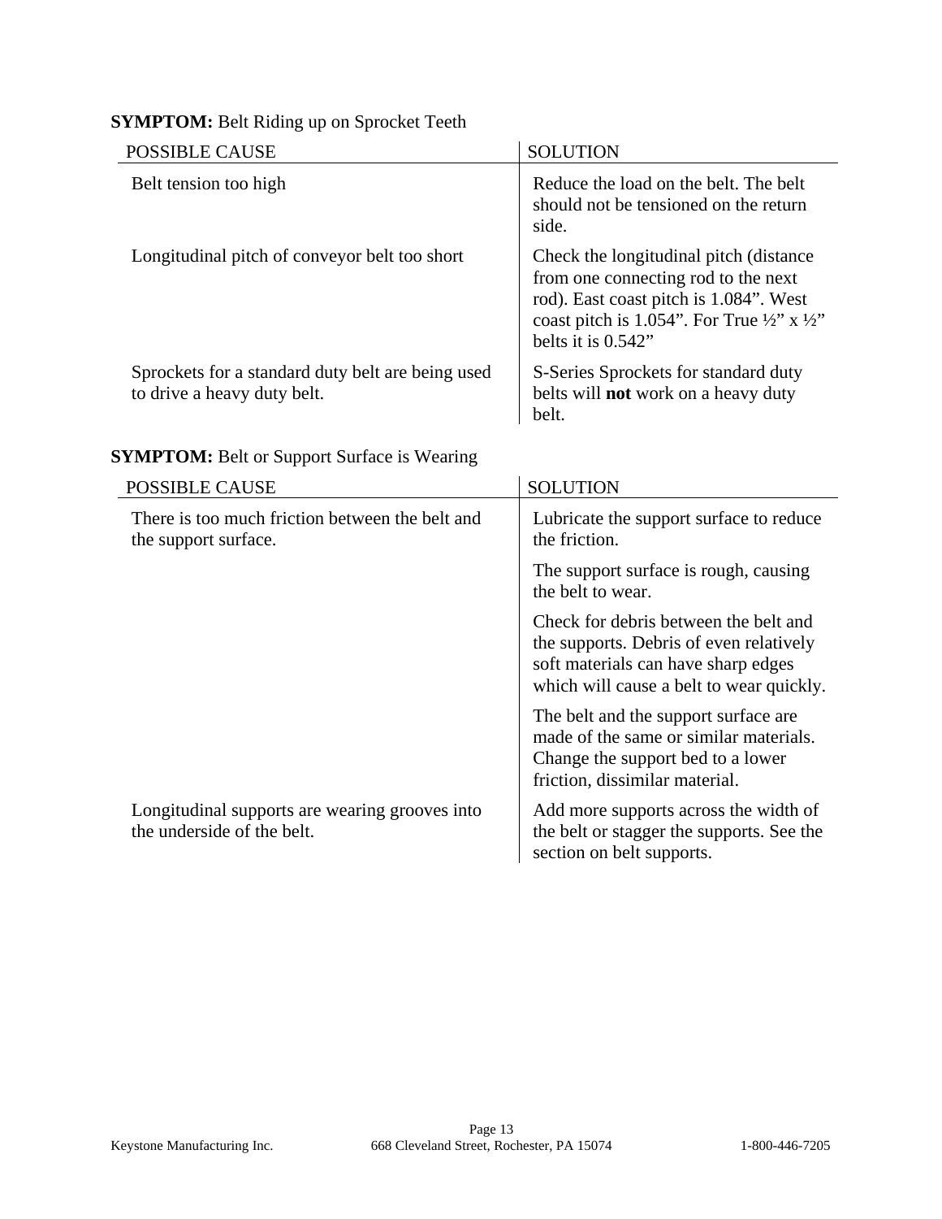**SYMPTOM:** Belt Riding up on Sprocket Teeth

| POSSIBLE CAUSE | SOLUTION |
|---|---|
| Belt tension too high | Reduce the load on the belt. The belt should not be tensioned on the return side. |
| Longitudinal pitch of conveyor belt too short | Check the longitudinal pitch (distance from one connecting rod to the next rod). East coast pitch is 1.084”. West coast pitch is 1.054”. For True ½” x ½” belts it is 0.542” |
| Sprockets for a standard duty belt are being used to drive a heavy duty belt. | S-Series Sprockets for standard duty belts will **not** work on a heavy duty belt. |

**SYMPTOM:** Belt or Support Surface is Wearing

| POSSIBLE CAUSE | SOLUTION |
|---|---|
| There is too much friction between the belt and the support surface. | Lubricate the support surface to reduce the friction. |
| | The support surface is rough, causing the belt to wear. |
| | Check for debris between the belt and the supports. Debris of even relatively soft materials can have sharp edges which will cause a belt to wear quickly. |
| | The belt and the support surface are made of the same or similar materials. Change the support bed to a lower friction, dissimilar material. |
| Longitudinal supports are wearing grooves into the underside of the belt. | Add more supports across the width of the belt or stagger the supports. See the section on belt supports. |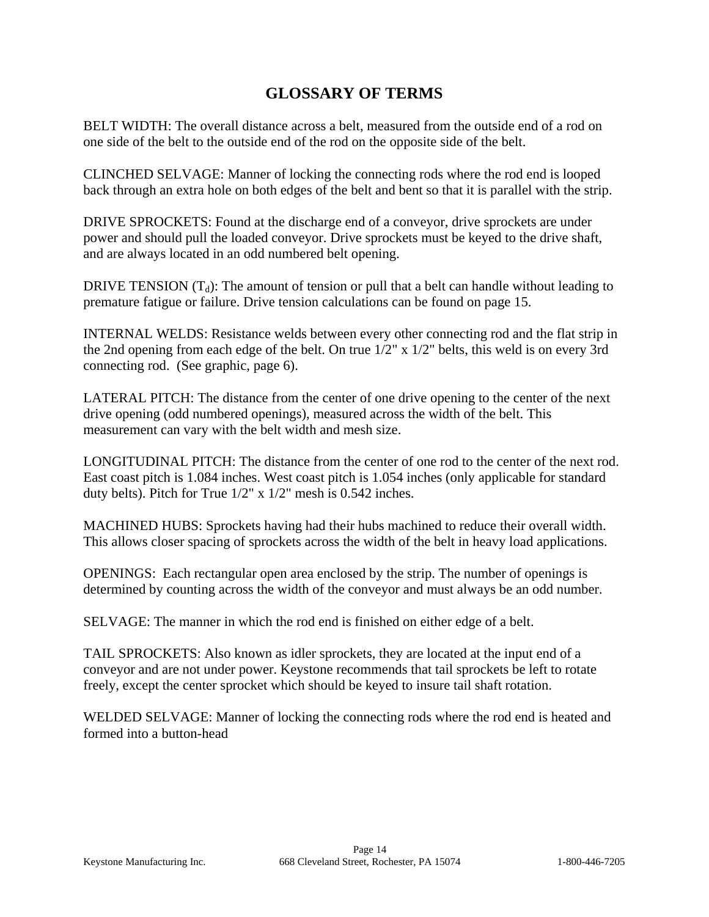# GLOSSARY OF TERMS

BELT WIDTH: The overall distance across a belt, measured from the outside end of a rod on one side of the belt to the outside end of the rod on the opposite side of the belt.

CLINCHED SELVAGE: Manner of locking the connecting rods where the rod end is looped back through an extra hole on both edges of the belt and bent so that it is parallel with the strip.

DRIVE SPROCKETS: Found at the discharge end of a conveyor, drive sprockets are under power and should pull the loaded conveyor. Drive sprockets must be keyed to the drive shaft, and are always located in an odd numbered belt opening.

DRIVE TENSION ($T_d$): The amount of tension or pull that a belt can handle without leading to premature fatigue or failure. Drive tension calculations can be found on page 15.

INTERNAL WELDS: Resistance welds between every other connecting rod and the flat strip in the 2nd opening from each edge of the belt. On true 1/2" x 1/2" belts, this weld is on every 3rd connecting rod. (See graphic, page 6).

LATERAL PITCH: The distance from the center of one drive opening to the center of the next drive opening (odd numbered openings), measured across the width of the belt. This measurement can vary with the belt width and mesh size.

LONGITUDINAL PITCH: The distance from the center of one rod to the center of the next rod. East coast pitch is 1.084 inches. West coast pitch is 1.054 inches (only applicable for standard duty belts). Pitch for True 1/2" x 1/2" mesh is 0.542 inches.

MACHINED HUBS: Sprockets having had their hubs machined to reduce their overall width. This allows closer spacing of sprockets across the width of the belt in heavy load applications.

OPENINGS: Each rectangular open area enclosed by the strip. The number of openings is determined by counting across the width of the conveyor and must always be an odd number.

SELVAGE: The manner in which the rod end is finished on either edge of a belt.

TAIL SPROCKETS: Also known as idler sprockets, they are located at the input end of a conveyor and are not under power. Keystone recommends that tail sprockets be left to rotate freely, except the center sprocket which should be keyed to insure tail shaft rotation.

WELDED SELVAGE: Manner of locking the connecting rods where the rod end is heated and formed into a button-head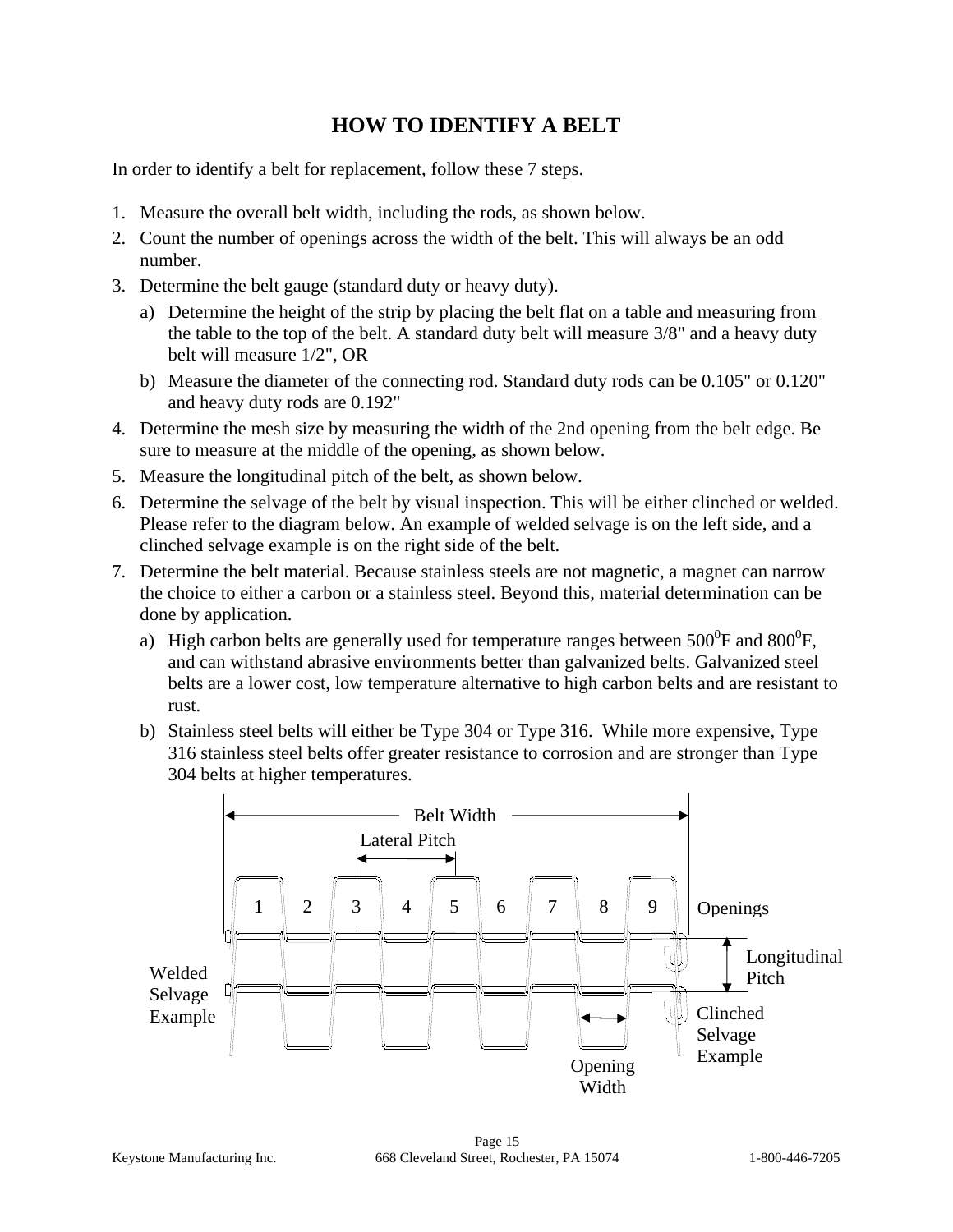# HOW TO IDENTIFY A BELT

In order to identify a belt for replacement, follow these 7 steps.

1. Measure the overall belt width, including the rods, as shown below.
2. Count the number of openings across the width of the belt. This will always be an odd number.
3. Determine the belt gauge (standard duty or heavy duty).
   a) Determine the height of the strip by placing the belt flat on a table and measuring from the table to the top of the belt. A standard duty belt will measure 3/8" and a heavy duty belt will measure 1/2", OR
   b) Measure the diameter of the connecting rod. Standard duty rods can be 0.105" or 0.120" and heavy duty rods are 0.192"
4. Determine the mesh size by measuring the width of the 2nd opening from the belt edge. Be sure to measure at the middle of the opening, as shown below.
5. Measure the longitudinal pitch of the belt, as shown below.
6. Determine the selvage of the belt by visual inspection. This will be either clinched or welded. Please refer to the diagram below. An example of welded selvage is on the left side, and a clinched selvage example is on the right side of the belt.
7. Determine the belt material. Because stainless steels are not magnetic, a magnet can narrow the choice to either a carbon or a stainless steel. Beyond this, material determination can be done by application.
   a) High carbon belts are generally used for temperature ranges between 500$^0$F and 800$^0$F, and can withstand abrasive environments better than galvanized belts. Galvanized steel belts are a lower cost, low temperature alternative to high carbon belts and are resistant to rust.
   b) Stainless steel belts will either be Type 304 or Type 316. While more expensive, Type 316 stainless steel belts offer greater resistance to corrosion and are stronger than Type 304 belts at higher temperatures.

Belt Width

Lateral Pitch

1 2 3 4 5 6 7 8 9 Openings

Longitudinal Pitch

Welded Selvage Example

Clinched Selvage Example

Opening Width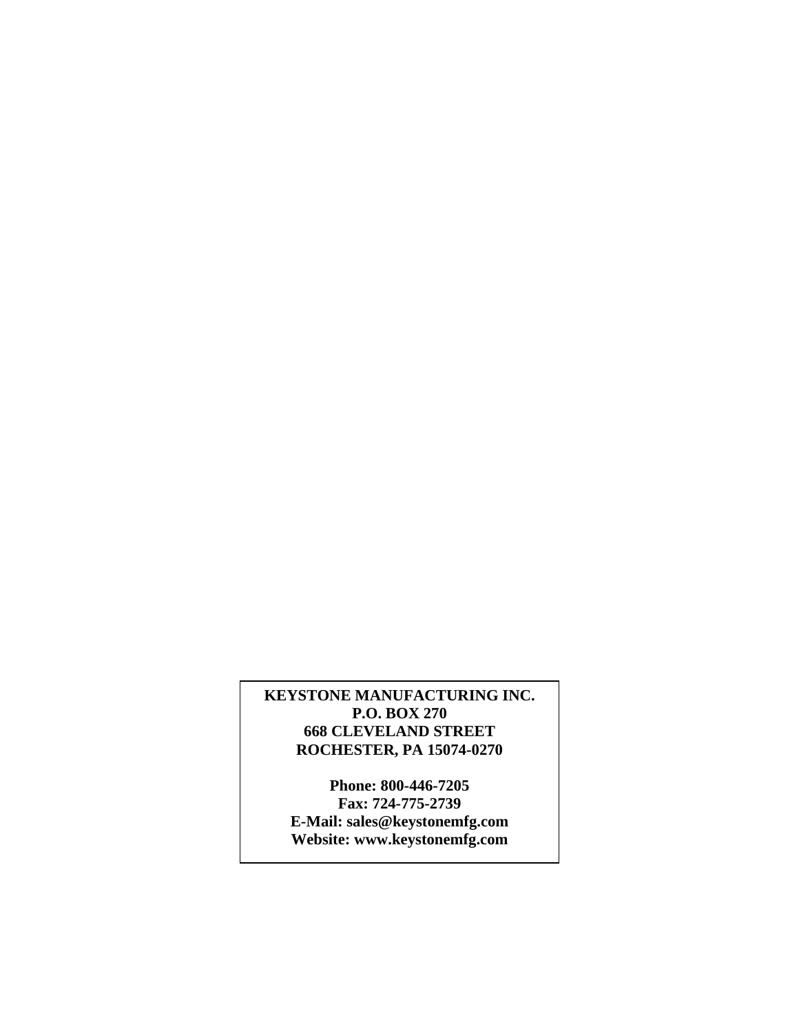**KEYSTONE MANUFACTURING INC.**
**P.O. BOX 270**
**668 CLEVELAND STREET**
**ROCHESTER, PA 15074-0270**

**Phone: 800-446-7205**
**Fax: 724-775-2739**
**E-Mail: sales@keystonemfg.com**
**Website: www.keystonemfg.com**